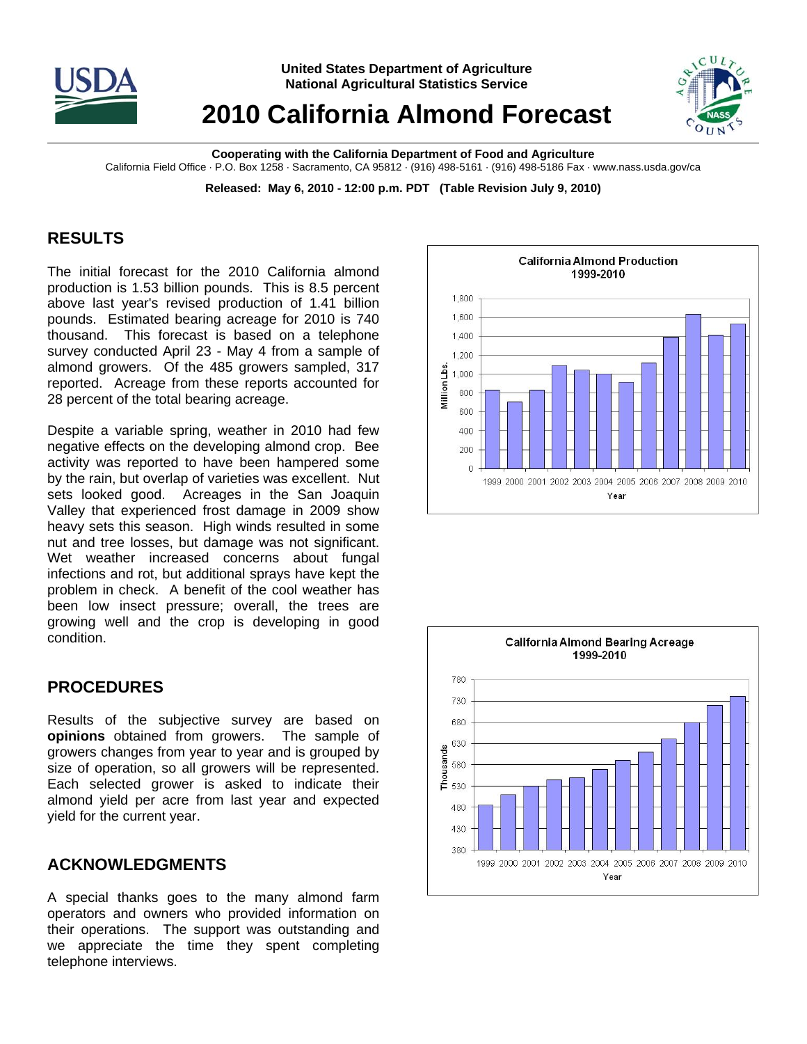United States Department of Agriculture
National Agricultural Statistics Service

# 2010 California Almond Forecast

**Cooperating with the California Department of Food and Agriculture**

California Field Office · P.O. Box 1258 · Sacramento, CA 95812 · (916) 498-5161 · (916) 498-5186 Fax · www.nass.usda.gov/ca

**Released: May 6, 2010 - 12:00 p.m. PDT (Table Revision July 9, 2010)**

## RESULTS

The initial forecast for the 2010 California almond production is 1.53 billion pounds. This is 8.5 percent above last year's revised production of 1.41 billion pounds. Estimated bearing acreage for 2010 is 740 thousand. This forecast is based on a telephone survey conducted April 23 - May 4 from a sample of almond growers. Of the 485 growers sampled, 317 reported. Acreage from these reports accounted for 28 percent of the total bearing acreage.

Despite a variable spring, weather in 2010 had few negative effects on the developing almond crop. Bee activity was reported to have been hampered some by the rain, but overlap of varieties was excellent. Nut sets looked good. Acreages in the San Joaquin Valley that experienced frost damage in 2009 show heavy sets this season. High winds resulted in some nut and tree losses, but damage was not significant. Wet weather increased concerns about fungal infections and rot, but additional sprays have kept the problem in check. A benefit of the cool weather has been low insect pressure; overall, the trees are growing well and the crop is developing in good condition.

California Almond Production
1999-2010

Million Lbs.

1,800
1,600
1,400
1,200
1,000
800
600
400
200
0

1999 2000 2001 2002 2003 2004 2005 2006 2007 2008 2009 2010

Year

## PROCEDURES

Results of the subjective survey are based on **opinions** obtained from growers. The sample of growers changes from year to year and is grouped by size of operation, so all growers will be represented. Each selected grower is asked to indicate their almond yield per acre from last year and expected yield for the current year.

California Almond Bearing Acreage
1999-2010

Thousands

780
730
680
630
580
530
480
430
380

1999 2000 2001 2002 2003 2004 2005 2006 2007 2008 2009 2010

Year

## ACKNOWLEDGMENTS

A special thanks goes to the many almond farm operators and owners who provided information on their operations. The support was outstanding and we appreciate the time they spent completing telephone interviews.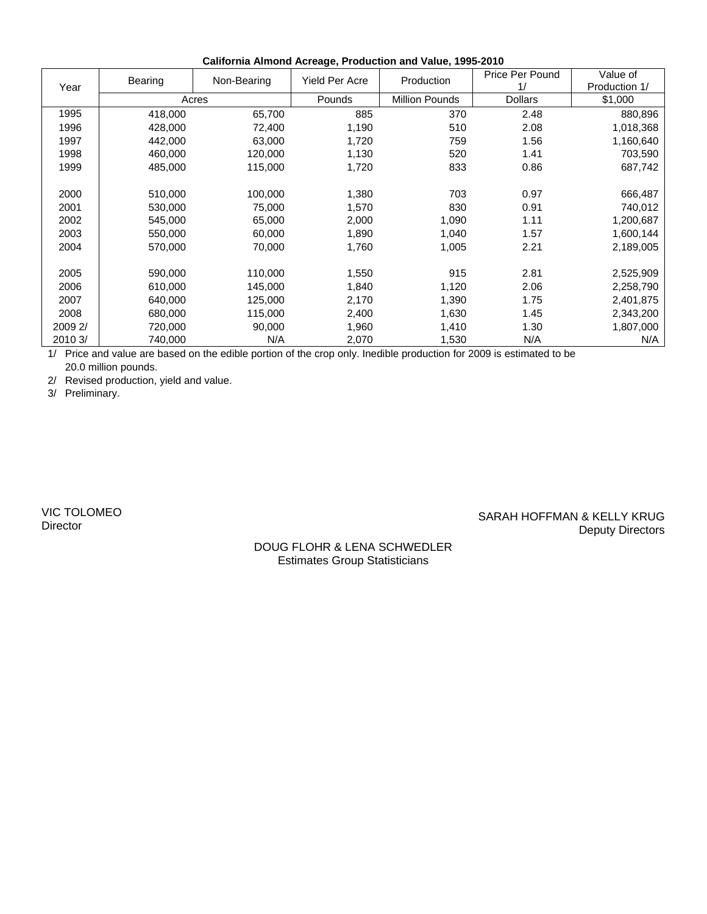**California Almond Acreage, Production and Value, 1995-2010**

| Year | Bearing | Non-Bearing | Yield Per Acre | Production | Price Per Pound 1/ | Value of Production 1/ |
|---|---|---|---|---|---|---|
| | Acres | | Pounds | Million Pounds | Dollars | $1,000 |
| 1995 | 418,000 | 65,700 | 885 | 370 | 2.48 | 880,896 |
| 1996 | 428,000 | 72,400 | 1,190 | 510 | 2.08 | 1,018,368 |
| 1997 | 442,000 | 63,000 | 1,720 | 759 | 1.56 | 1,160,640 |
| 1998 | 460,000 | 120,000 | 1,130 | 520 | 1.41 | 703,590 |
| 1999 | 485,000 | 115,000 | 1,720 | 833 | 0.86 | 687,742 |
| 2000 | 510,000 | 100,000 | 1,380 | 703 | 0.97 | 666,487 |
| 2001 | 530,000 | 75,000 | 1,570 | 830 | 0.91 | 740,012 |
| 2002 | 545,000 | 65,000 | 2,000 | 1,090 | 1.11 | 1,200,687 |
| 2003 | 550,000 | 60,000 | 1,890 | 1,040 | 1.57 | 1,600,144 |
| 2004 | 570,000 | 70,000 | 1,760 | 1,005 | 2.21 | 2,189,005 |
| 2005 | 590,000 | 110,000 | 1,550 | 915 | 2.81 | 2,525,909 |
| 2006 | 610,000 | 145,000 | 1,840 | 1,120 | 2.06 | 2,258,790 |
| 2007 | 640,000 | 125,000 | 2,170 | 1,390 | 1.75 | 2,401,875 |
| 2008 | 680,000 | 115,000 | 2,400 | 1,630 | 1.45 | 2,343,200 |
| 2009 2/ | 720,000 | 90,000 | 1,960 | 1,410 | 1.30 | 1,807,000 |
| 2010 3/ | 740,000 | N/A | 2,070 | 1,530 | N/A | N/A |

1/ Price and value are based on the edible portion of the crop only. Inedible production for 2009 is estimated to be 20.0 million pounds.

2/ Revised production, yield and value.

3/ Preliminary.

VIC TOLOMEO
Director

SARAH HOFFMAN & KELLY KRUG
Deputy Directors

DOUG FLOHR & LENA SCHWEDLER
Estimates Group Statisticians